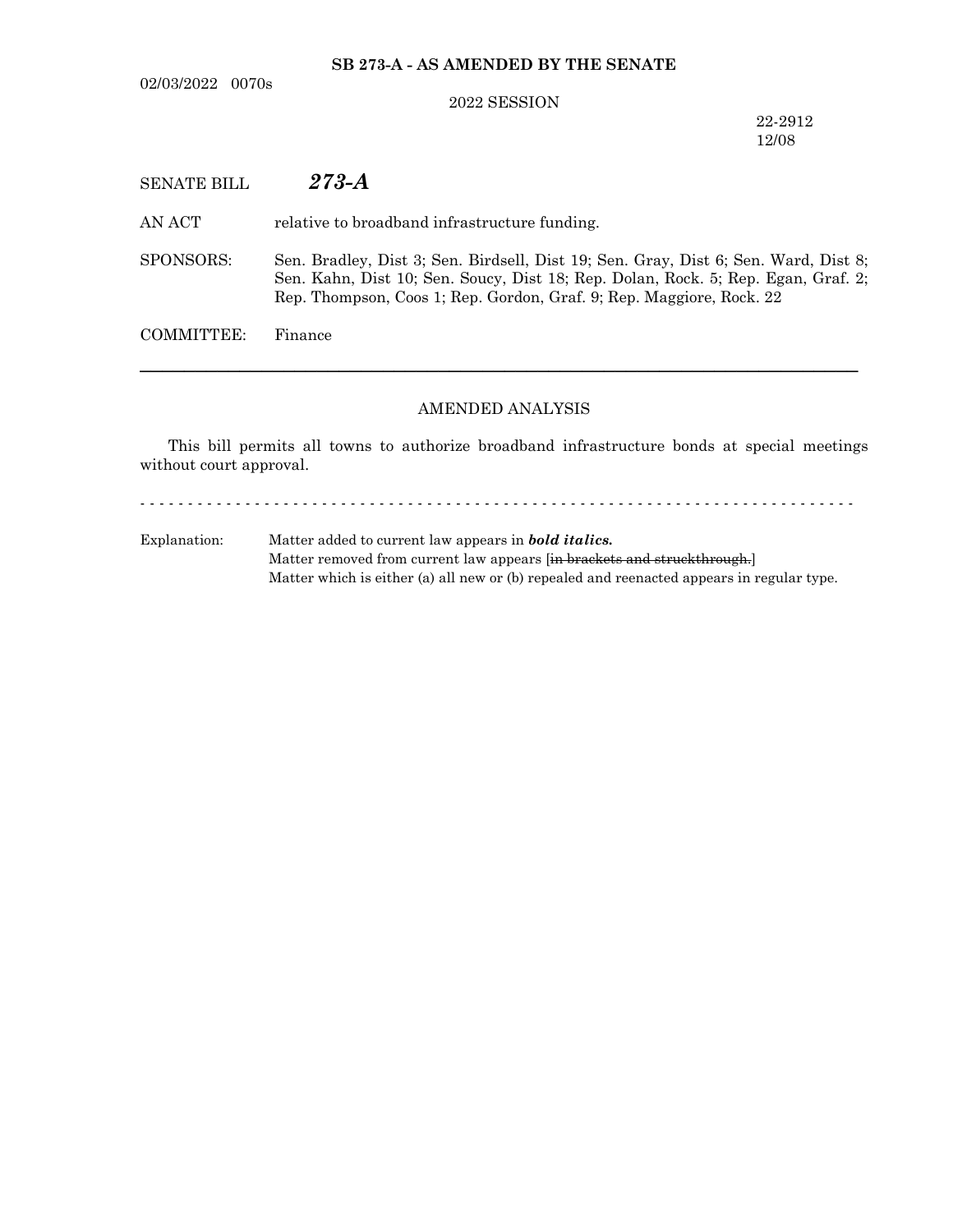**SB 273-A - AS AMENDED BY THE SENATE**

02/03/2022 0070s

2022 SESSION

22-2912
12/08

SENATE BILL ***273-A***

AN ACT relative to broadband infrastructure funding.

SPONSORS: Sen. Bradley, Dist 3; Sen. Birdsell, Dist 19; Sen. Gray, Dist 6; Sen. Ward, Dist 8; Sen. Kahn, Dist 10; Sen. Soucy, Dist 18; Rep. Dolan, Rock. 5; Rep. Egan, Graf. 2; Rep. Thompson, Coos 1; Rep. Gordon, Graf. 9; Rep. Maggiore, Rock. 22

COMMITTEE: Finance

---

AMENDED ANALYSIS

This bill permits all towns to authorize broadband infrastructure bonds at special meetings without court approval.

- - - - - - - - - - - - - - - - - - - - - - - - - - - - - - - - - - - - - - - - - - - - - - - - - - - - - - - - - - - - - - - - - - - - - - - - - -

Explanation: Matter added to current law appears in ***bold italics.***
Matter removed from current law appears [~~in brackets and struckthrough.~~]
Matter which is either (a) all new or (b) repealed and reenacted appears in regular type.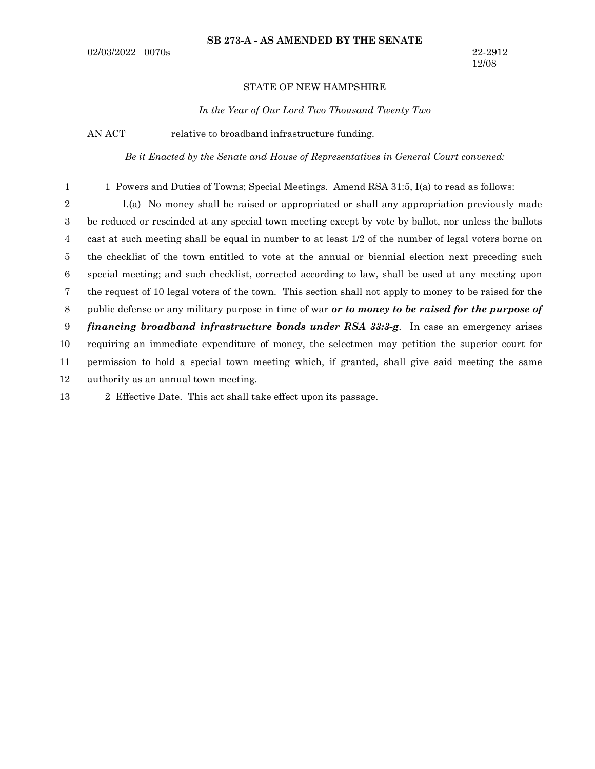**SB 273-A - AS AMENDED BY THE SENATE**

02/03/2022 0070s

22-2912
12/08

STATE OF NEW HAMPSHIRE

*In the Year of Our Lord Two Thousand Twenty Two*

AN ACT relative to broadband infrastructure funding.

*Be it Enacted by the Senate and House of Representatives in General Court convened:*

1 Powers and Duties of Towns; Special Meetings. Amend RSA 31:5, I(a) to read as follows:

I.(a) No money shall be raised or appropriated or shall any appropriation previously made be reduced or rescinded at any special town meeting except by vote by ballot, nor unless the ballots cast at such meeting shall be equal in number to at least 1/2 of the number of legal voters borne on the checklist of the town entitled to vote at the annual or biennial election next preceding such special meeting; and such checklist, corrected according to law, shall be used at any meeting upon the request of 10 legal voters of the town. This section shall not apply to money to be raised for the public defense or any military purpose in time of war ***or to money to be raised for the purpose of financing broadband infrastructure bonds under RSA 33:3-g***. In case an emergency arises requiring an immediate expenditure of money, the selectmen may petition the superior court for permission to hold a special town meeting which, if granted, shall give said meeting the same authority as an annual town meeting.

2 Effective Date. This act shall take effect upon its passage.